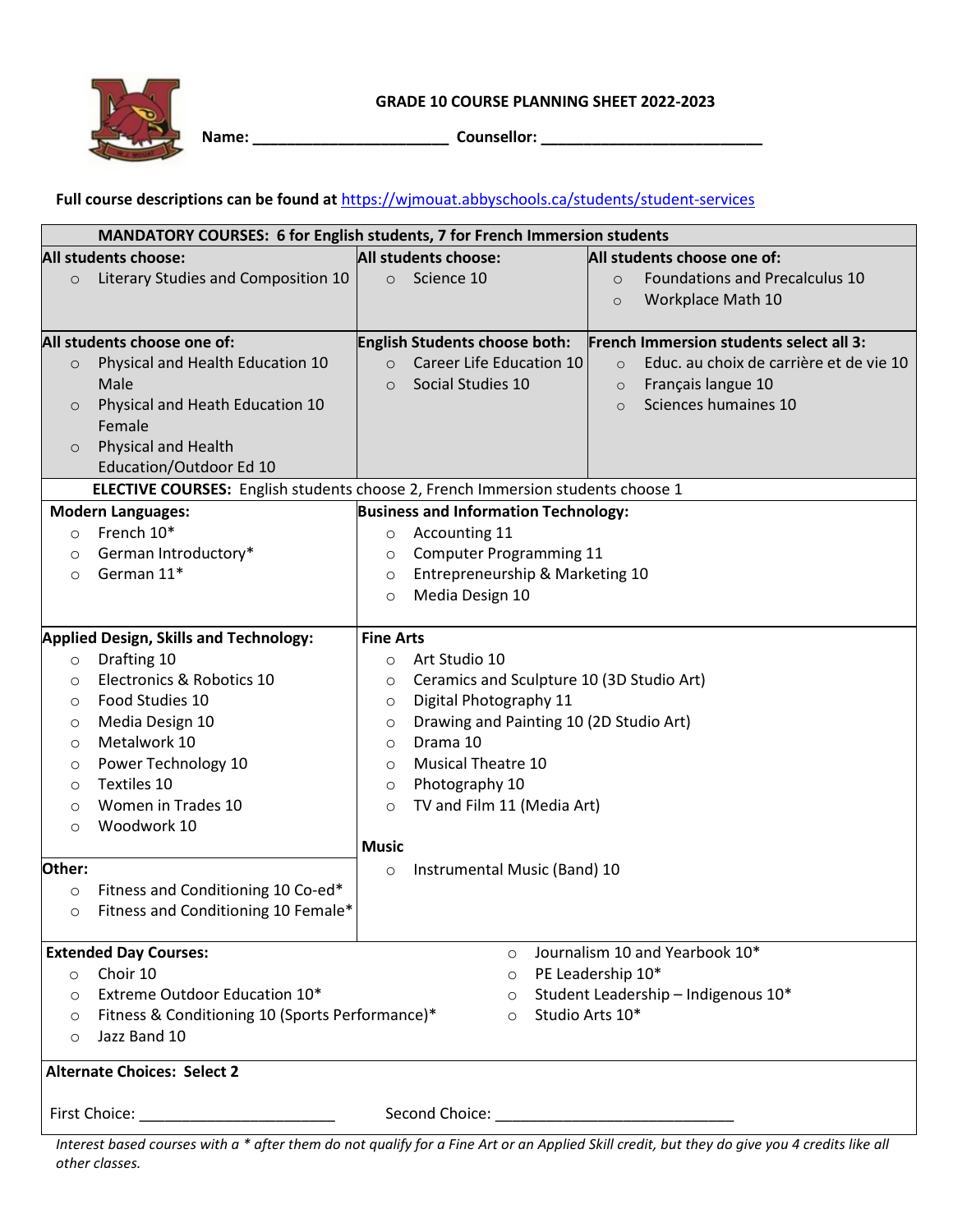# GRADE 10 COURSE PLANNING SHEET 2022-2023

**Name:** _______________________ **Counsellor:** __________________________

**Full course descriptions can be found at** https://wjmouat.abbyschools.ca/students/student-services

## MANDATORY COURSES: 6 for English students, 7 for French Immersion students

| All students choose: | All students choose: | All students choose one of: |
|---|---|---|
| ○ Literary Studies and Composition 10 | ○ Science 10 | ○ Foundations and Precalculus 10<br>○ Workplace Math 10 |
| **All students choose one of:** | **English Students choose both:** | **French Immersion students select all 3:** |
| ○ Physical and Health Education 10 Male<br>○ Physical and Heath Education 10 Female<br>○ Physical and Health Education/Outdoor Ed 10 | ○ Career Life Education 10<br>○ Social Studies 10 | ○ Educ. au choix de carrière et de vie 10<br>○ Français langue 10<br>○ Sciences humaines 10 |

## ELECTIVE COURSES: English students choose 2, French Immersion students choose 1

| Modern Languages: | Business and Information Technology: |
|---|---|
| ○ French 10*<br>○ German Introductory*<br>○ German 11* | ○ Accounting 11<br>○ Computer Programming 11<br>○ Entrepreneurship & Marketing 10<br>○ Media Design 10 |
| **Applied Design, Skills and Technology:** | **Fine Arts** |
| ○ Drafting 10<br>○ Electronics & Robotics 10<br>○ Food Studies 10<br>○ Media Design 10<br>○ Metalwork 10<br>○ Power Technology 10<br>○ Textiles 10<br>○ Women in Trades 10<br>○ Woodwork 10 | ○ Art Studio 10<br>○ Ceramics and Sculpture 10 (3D Studio Art)<br>○ Digital Photography 11<br>○ Drawing and Painting 10 (2D Studio Art)<br>○ Drama 10<br>○ Musical Theatre 10<br>○ Photography 10<br>○ TV and Film 11 (Media Art) |
| **Other:** | **Music** |
| ○ Fitness and Conditioning 10 Co-ed*<br>○ Fitness and Conditioning 10 Female* | ○ Instrumental Music (Band) 10 |

**Extended Day Courses:**

- ○ Choir 10
- ○ Extreme Outdoor Education 10*
- ○ Fitness & Conditioning 10 (Sports Performance)*
- ○ Jazz Band 10
- ○ Journalism 10 and Yearbook 10*
- ○ PE Leadership 10*
- ○ Student Leadership – Indigenous 10*
- ○ Studio Arts 10*

**Alternate Choices: Select 2**

First Choice: _______________________ Second Choice: ____________________________

*Interest based courses with a * after them do not qualify for a Fine Art or an Applied Skill credit, but they do give you 4 credits like all other classes.*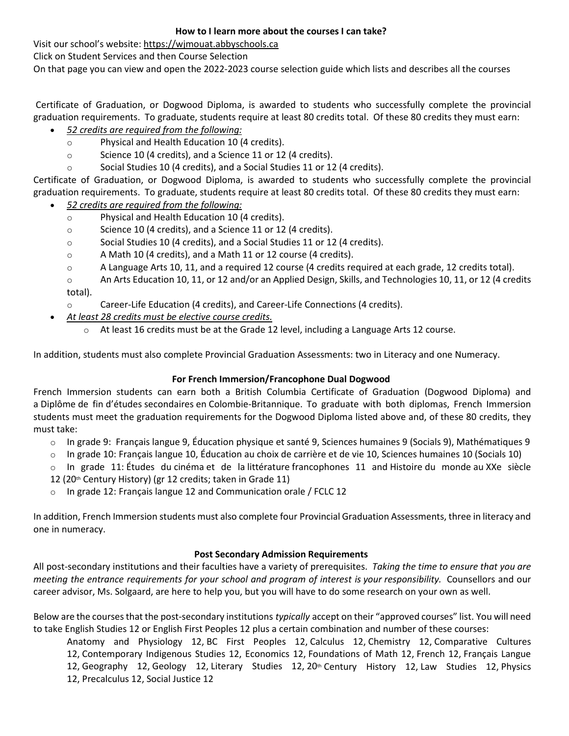**How to I learn more about the courses I can take?**

Visit our school's website: https://wjmouat.abbyschools.ca

Click on Student Services and then Course Selection

On that page you can view and open the 2022-2023 course selection guide which lists and describes all the courses

Certificate of Graduation, or Dogwood Diploma, is awarded to students who successfully complete the provincial graduation requirements. To graduate, students require at least 80 credits total. Of these 80 credits they must earn:

- *52 credits are required from the following:*
  - Physical and Health Education 10 (4 credits).
  - Science 10 (4 credits), and a Science 11 or 12 (4 credits).
  - Social Studies 10 (4 credits), and a Social Studies 11 or 12 (4 credits).

Certificate of Graduation, or Dogwood Diploma, is awarded to students who successfully complete the provincial graduation requirements. To graduate, students require at least 80 credits total. Of these 80 credits they must earn:

- *52 credits are required from the following:*
  - Physical and Health Education 10 (4 credits).
  - Science 10 (4 credits), and a Science 11 or 12 (4 credits).
  - Social Studies 10 (4 credits), and a Social Studies 11 or 12 (4 credits).
  - A Math 10 (4 credits), and a Math 11 or 12 course (4 credits).
  - A Language Arts 10, 11, and a required 12 course (4 credits required at each grade, 12 credits total).
  - An Arts Education 10, 11, or 12 and/or an Applied Design, Skills, and Technologies 10, 11, or 12 (4 credits total).
  - Career-Life Education (4 credits), and Career-Life Connections (4 credits).
- *At least 28 credits must be elective course credits.*
  - At least 16 credits must be at the Grade 12 level, including a Language Arts 12 course.

In addition, students must also complete Provincial Graduation Assessments: two in Literacy and one Numeracy.

**For French Immersion/Francophone Dual Dogwood**

French Immersion students can earn both a British Columbia Certificate of Graduation (Dogwood Diploma) and a Diplôme de fin d'études secondaires en Colombie-Britannique. To graduate with both diplomas, French Immersion students must meet the graduation requirements for the Dogwood Diploma listed above and, of these 80 credits, they must take:

- In grade 9: Français langue 9, Éducation physique et santé 9, Sciences humaines 9 (Socials 9), Mathématiques 9
- In grade 10: Français langue 10, Éducation au choix de carrière et de vie 10, Sciences humaines 10 (Socials 10)
- In grade 11: Études du cinéma et de la littérature francophones 11 and Histoire du monde au XXe siècle 12 (20th Century History) (gr 12 credits; taken in Grade 11)
- In grade 12: Français langue 12 and Communication orale / FCLC 12

In addition, French Immersion students must also complete four Provincial Graduation Assessments, three in literacy and one in numeracy.

**Post Secondary Admission Requirements**

All post-secondary institutions and their faculties have a variety of prerequisites. *Taking the time to ensure that you are meeting the entrance requirements for your school and program of interest is your responsibility.* Counsellors and our career advisor, Ms. Solgaard, are here to help you, but you will have to do some research on your own as well.

Below are the courses that the post-secondary institutions *typically* accept on their "approved courses" list. You will need to take English Studies 12 or English First Peoples 12 plus a certain combination and number of these courses:

Anatomy and Physiology 12, BC First Peoples 12, Calculus 12, Chemistry 12, Comparative Cultures 12, Contemporary Indigenous Studies 12, Economics 12, Foundations of Math 12, French 12, Français Langue 12, Geography 12, Geology 12, Literary Studies 12, 20th Century History 12, Law Studies 12, Physics 12, Precalculus 12, Social Justice 12